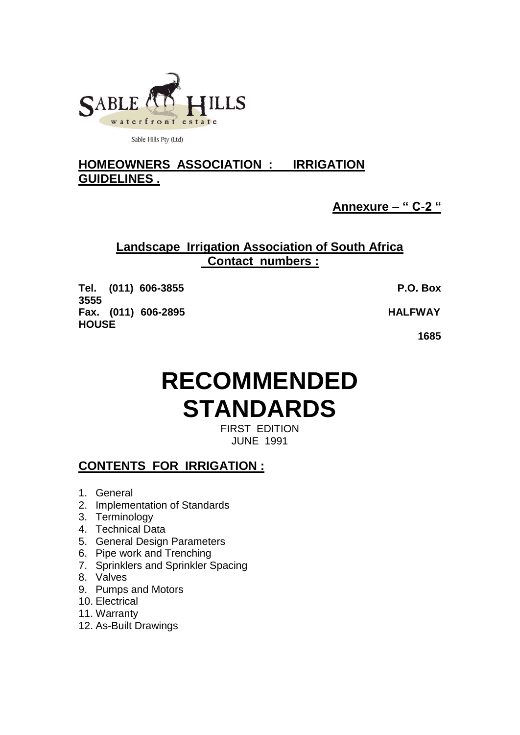SABLE HILLS
waterfront estate

Sable Hills Pty (Ltd)

## HOMEOWNERS ASSOCIATION : IRRIGATION GUIDELINES .

**Annexure – " C-2 "**

### Landscape Irrigation Association of South Africa Contact numbers :

**Tel. (011) 606-3855**
**Fax. (011) 606-2895**

**P.O. Box 3555**
**HALFWAY HOUSE**
**1685**

# RECOMMENDED STANDARDS

FIRST EDITION
JUNE 1991

## CONTENTS FOR IRRIGATION :

1. General
2. Implementation of Standards
3. Terminology
4. Technical Data
5. General Design Parameters
6. Pipe work and Trenching
7. Sprinklers and Sprinkler Spacing
8. Valves
9. Pumps and Motors
10. Electrical
11. Warranty
12. As-Built Drawings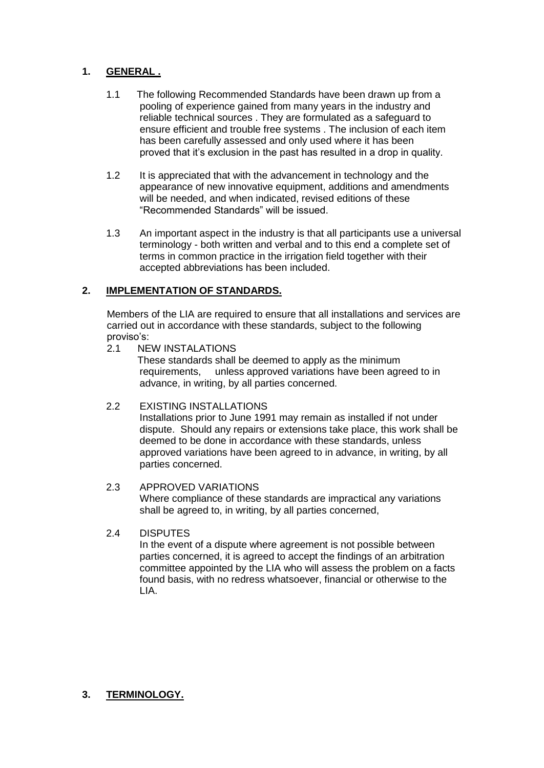## 1. GENERAL .

1.1 The following Recommended Standards have been drawn up from a pooling of experience gained from many years in the industry and reliable technical sources . They are formulated as a safeguard to ensure efficient and trouble free systems . The inclusion of each item has been carefully assessed and only used where it has been proved that it's exclusion in the past has resulted in a drop in quality.

1.2 It is appreciated that with the advancement in technology and the appearance of new innovative equipment, additions and amendments will be needed, and when indicated, revised editions of these "Recommended Standards" will be issued.

1.3 An important aspect in the industry is that all participants use a universal terminology - both written and verbal and to this end a complete set of terms in common practice in the irrigation field together with their accepted abbreviations has been included.

## 2. IMPLEMENTATION OF STANDARDS.

Members of the LIA are required to ensure that all installations and services are carried out in accordance with these standards, subject to the following proviso's:

2.1 NEW INSTALATIONS

These standards shall be deemed to apply as the minimum requirements, unless approved variations have been agreed to in advance, in writing, by all parties concerned.

2.2 EXISTING INSTALLATIONS

Installations prior to June 1991 may remain as installed if not under dispute. Should any repairs or extensions take place, this work shall be deemed to be done in accordance with these standards, unless approved variations have been agreed to in advance, in writing, by all parties concerned.

2.3 APPROVED VARIATIONS

Where compliance of these standards are impractical any variations shall be agreed to, in writing, by all parties concerned,

2.4 DISPUTES

In the event of a dispute where agreement is not possible between parties concerned, it is agreed to accept the findings of an arbitration committee appointed by the LIA who will assess the problem on a facts found basis, with no redress whatsoever, financial or otherwise to the LIA.

## 3. TERMINOLOGY.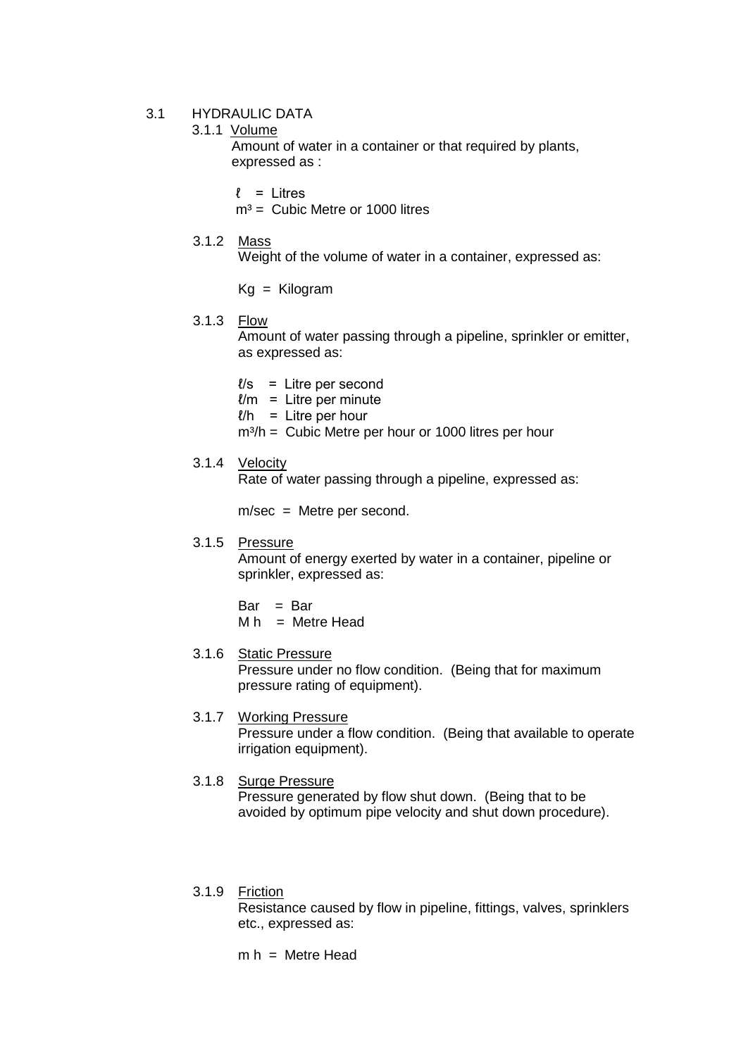## 3.1 HYDRAULIC DATA

### 3.1.1 Volume

Amount of water in a container or that required by plants, expressed as :

ℓ = Litres
$m^3$ = Cubic Metre or 1000 litres

### 3.1.2 Mass

Weight of the volume of water in a container, expressed as:

Kg = Kilogram

### 3.1.3 Flow

Amount of water passing through a pipeline, sprinkler or emitter, as expressed as:

ℓ/s = Litre per second
ℓ/m = Litre per minute
ℓ/h = Litre per hour
$m^3$/h = Cubic Metre per hour or 1000 litres per hour

### 3.1.4 Velocity

Rate of water passing through a pipeline, expressed as:

m/sec = Metre per second.

### 3.1.5 Pressure

Amount of energy exerted by water in a container, pipeline or sprinkler, expressed as:

Bar = Bar
M h = Metre Head

### 3.1.6 Static Pressure

Pressure under no flow condition. (Being that for maximum pressure rating of equipment).

### 3.1.7 Working Pressure

Pressure under a flow condition. (Being that available to operate irrigation equipment).

### 3.1.8 Surge Pressure

Pressure generated by flow shut down. (Being that to be avoided by optimum pipe velocity and shut down procedure).

### 3.1.9 Friction

Resistance caused by flow in pipeline, fittings, valves, sprinklers etc., expressed as:

m h = Metre Head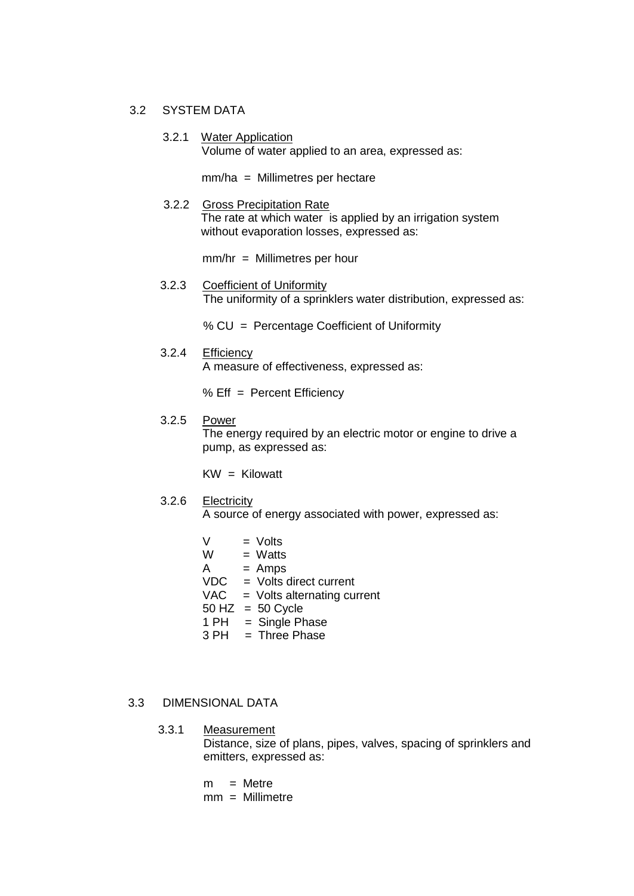## 3.2 SYSTEM DATA

### 3.2.1 Water Application

Volume of water applied to an area, expressed as:

mm/ha = Millimetres per hectare

### 3.2.2 Gross Precipitation Rate

The rate at which water is applied by an irrigation system without evaporation losses, expressed as:

mm/hr = Millimetres per hour

### 3.2.3 Coefficient of Uniformity

The uniformity of a sprinklers water distribution, expressed as:

% CU = Percentage Coefficient of Uniformity

### 3.2.4 Efficiency

A measure of effectiveness, expressed as:

% Eff = Percent Efficiency

### 3.2.5 Power

The energy required by an electric motor or engine to drive a pump, as expressed as:

KW = Kilowatt

### 3.2.6 Electricity

A source of energy associated with power, expressed as:

V = Volts
W = Watts
A = Amps
VDC = Volts direct current
VAC = Volts alternating current
50 HZ = 50 Cycle
1 PH = Single Phase
3 PH = Three Phase

## 3.3 DIMENSIONAL DATA

### 3.3.1 Measurement

Distance, size of plans, pipes, valves, spacing of sprinklers and emitters, expressed as:

m = Metre
mm = Millimetre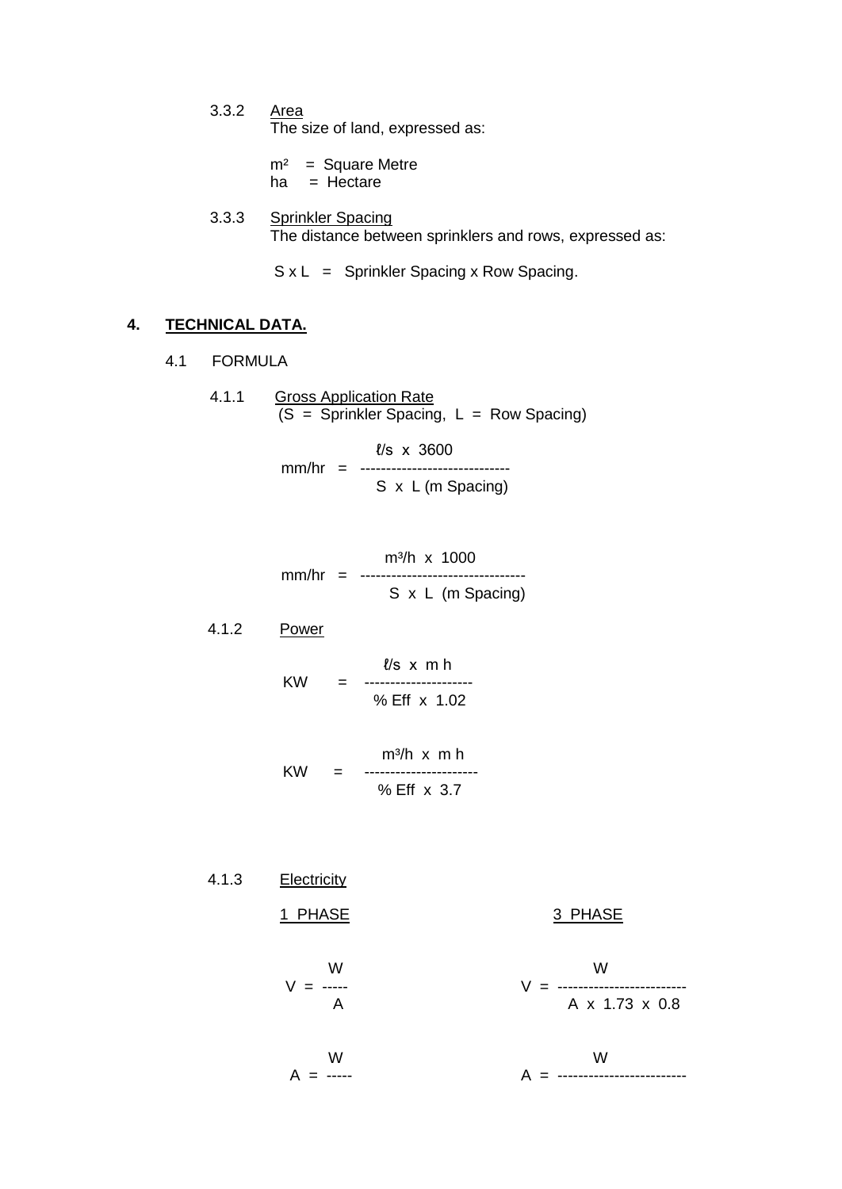3.3.2 Area

The size of land, expressed as:

m² = Square Metre
ha = Hectare

3.3.3 Sprinkler Spacing

The distance between sprinklers and rows, expressed as:

S x L = Sprinkler Spacing x Row Spacing.

## 4. TECHNICAL DATA.

### 4.1 FORMULA

4.1.1 Gross Application Rate
(S = Sprinkler Spacing, L = Row Spacing)

$$\text{mm/hr} = \frac{\ell/\text{s} \times 3600}{S \times L \text{ (m Spacing)}}$$

$$\text{mm/hr} = \frac{\text{m}^3/\text{h} \times 1000}{S \times L \text{ (m Spacing)}}$$

4.1.2 Power

$$\text{KW} = \frac{\ell/\text{s} \times \text{m h}}{\%\text{ Eff} \times 1.02}$$

$$\text{KW} = \frac{\text{m}^3/\text{h} \times \text{m h}}{\%\text{ Eff} \times 3.7}$$

4.1.3 Electricity

1 PHASE

$$V = \frac{W}{A}$$

$$A = \frac{W}{}$$

3 PHASE

$$V = \frac{W}{A \times 1.73 \times 0.8}$$

$$A = \frac{W}{}$$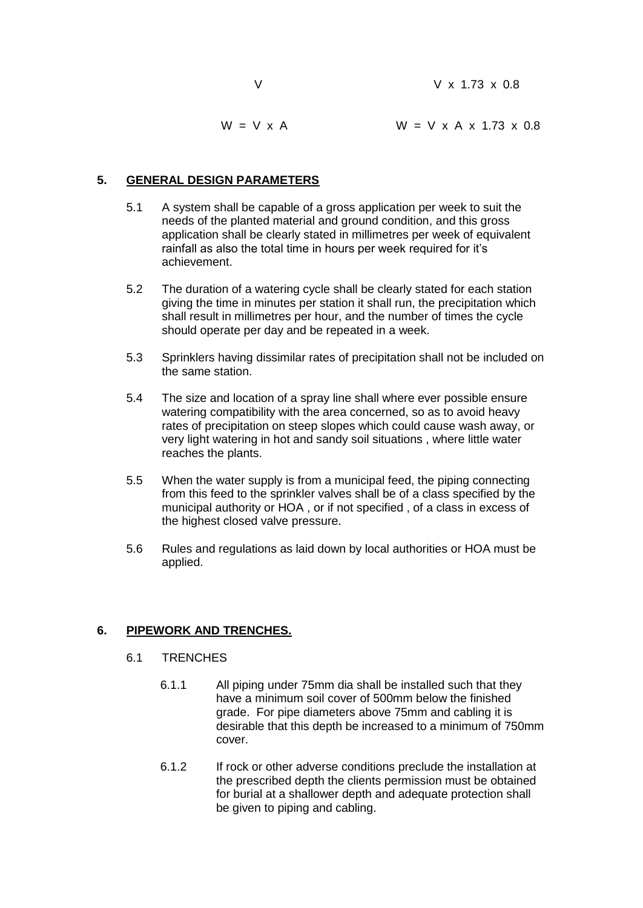| V | V x 1.73 x 0.8 |
|---|---|
| W = V x A | W = V x A x 1.73 x 0.8 |

## 5. GENERAL DESIGN PARAMETERS

5.1 A system shall be capable of a gross application per week to suit the needs of the planted material and ground condition, and this gross application shall be clearly stated in millimetres per week of equivalent rainfall as also the total time in hours per week required for it's achievement.

5.2 The duration of a watering cycle shall be clearly stated for each station giving the time in minutes per station it shall run, the precipitation which shall result in millimetres per hour, and the number of times the cycle should operate per day and be repeated in a week.

5.3 Sprinklers having dissimilar rates of precipitation shall not be included on the same station.

5.4 The size and location of a spray line shall where ever possible ensure watering compatibility with the area concerned, so as to avoid heavy rates of precipitation on steep slopes which could cause wash away, or very light watering in hot and sandy soil situations , where little water reaches the plants.

5.5 When the water supply is from a municipal feed, the piping connecting from this feed to the sprinkler valves shall be of a class specified by the municipal authority or HOA , or if not specified , of a class in excess of the highest closed valve pressure.

5.6 Rules and regulations as laid down by local authorities or HOA must be applied.

## 6. PIPEWORK AND TRENCHES.

6.1 TRENCHES

6.1.1 All piping under 75mm dia shall be installed such that they have a minimum soil cover of 500mm below the finished grade. For pipe diameters above 75mm and cabling it is desirable that this depth be increased to a minimum of 750mm cover.

6.1.2 If rock or other adverse conditions preclude the installation at the prescribed depth the clients permission must be obtained for burial at a shallower depth and adequate protection shall be given to piping and cabling.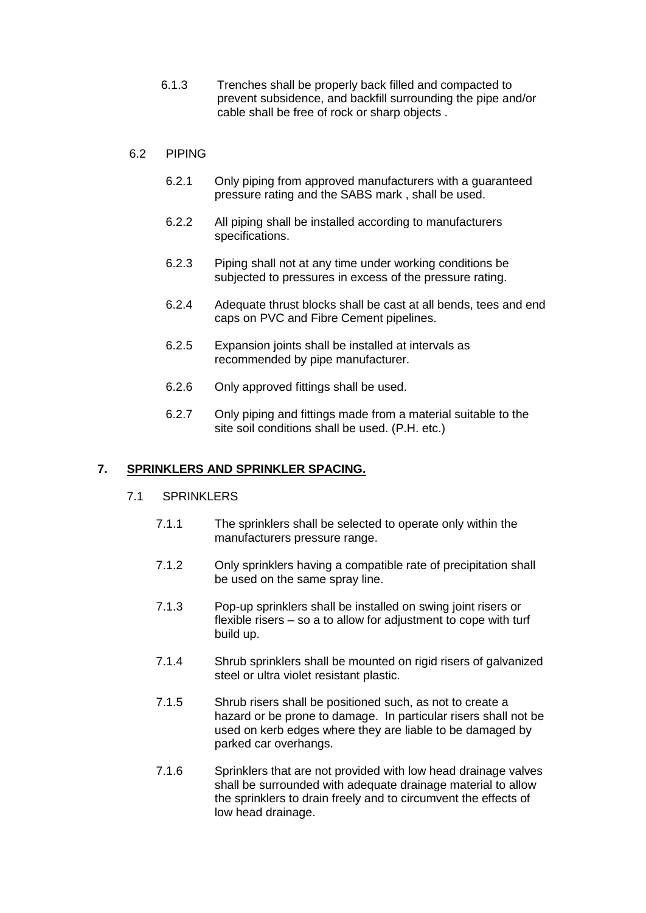6.1.3 Trenches shall be properly back filled and compacted to prevent subsidence, and backfill surrounding the pipe and/or cable shall be free of rock or sharp objects .

6.2 PIPING

6.2.1 Only piping from approved manufacturers with a guaranteed pressure rating and the SABS mark , shall be used.

6.2.2 All piping shall be installed according to manufacturers specifications.

6.2.3 Piping shall not at any time under working conditions be subjected to pressures in excess of the pressure rating.

6.2.4 Adequate thrust blocks shall be cast at all bends, tees and end caps on PVC and Fibre Cement pipelines.

6.2.5 Expansion joints shall be installed at intervals as recommended by pipe manufacturer.

6.2.6 Only approved fittings shall be used.

6.2.7 Only piping and fittings made from a material suitable to the site soil conditions shall be used. (P.H. etc.)

## 7. <u>SPRINKLERS AND SPRINKLER SPACING.</u>

7.1 SPRINKLERS

7.1.1 The sprinklers shall be selected to operate only within the manufacturers pressure range.

7.1.2 Only sprinklers having a compatible rate of precipitation shall be used on the same spray line.

7.1.3 Pop-up sprinklers shall be installed on swing joint risers or flexible risers – so a to allow for adjustment to cope with turf build up.

7.1.4 Shrub sprinklers shall be mounted on rigid risers of galvanized steel or ultra violet resistant plastic.

7.1.5 Shrub risers shall be positioned such, as not to create a hazard or be prone to damage. In particular risers shall not be used on kerb edges where they are liable to be damaged by parked car overhangs.

7.1.6 Sprinklers that are not provided with low head drainage valves shall be surrounded with adequate drainage material to allow the sprinklers to drain freely and to circumvent the effects of low head drainage.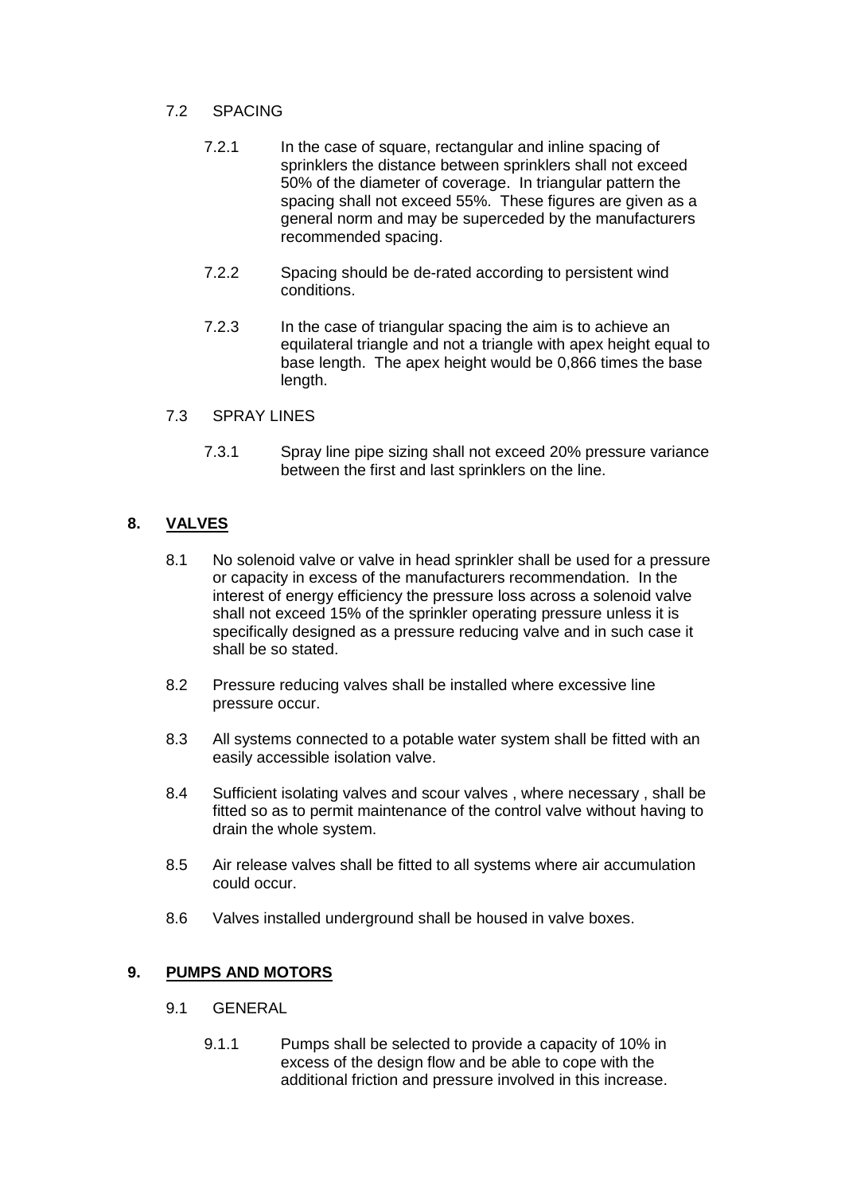### 7.2 SPACING

7.2.1 In the case of square, rectangular and inline spacing of sprinklers the distance between sprinklers shall not exceed 50% of the diameter of coverage. In triangular pattern the spacing shall not exceed 55%. These figures are given as a general norm and may be superceded by the manufacturers recommended spacing.

7.2.2 Spacing should be de-rated according to persistent wind conditions.

7.2.3 In the case of triangular spacing the aim is to achieve an equilateral triangle and not a triangle with apex height equal to base length. The apex height would be 0,866 times the base length.

### 7.3 SPRAY LINES

7.3.1 Spray line pipe sizing shall not exceed 20% pressure variance between the first and last sprinklers on the line.

## 8. VALVES

8.1 No solenoid valve or valve in head sprinkler shall be used for a pressure or capacity in excess of the manufacturers recommendation. In the interest of energy efficiency the pressure loss across a solenoid valve shall not exceed 15% of the sprinkler operating pressure unless it is specifically designed as a pressure reducing valve and in such case it shall be so stated.

8.2 Pressure reducing valves shall be installed where excessive line pressure occur.

8.3 All systems connected to a potable water system shall be fitted with an easily accessible isolation valve.

8.4 Sufficient isolating valves and scour valves , where necessary , shall be fitted so as to permit maintenance of the control valve without having to drain the whole system.

8.5 Air release valves shall be fitted to all systems where air accumulation could occur.

8.6 Valves installed underground shall be housed in valve boxes.

## 9. PUMPS AND MOTORS

### 9.1 GENERAL

9.1.1 Pumps shall be selected to provide a capacity of 10% in excess of the design flow and be able to cope with the additional friction and pressure involved in this increase.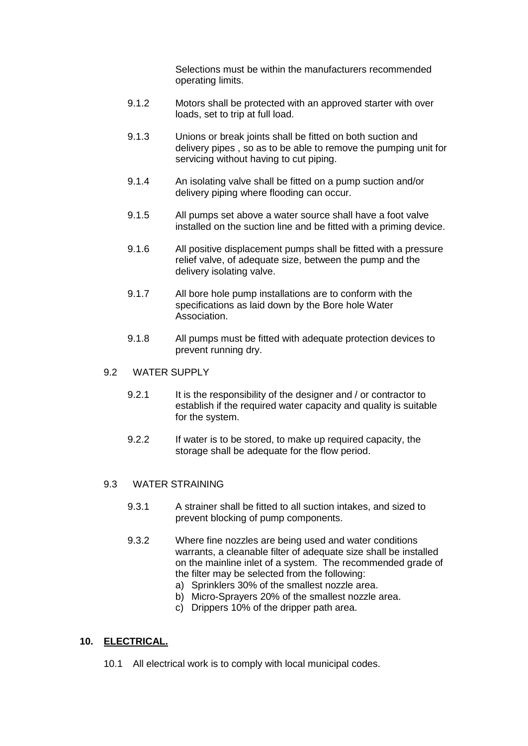Selections must be within the manufacturers recommended operating limits.

9.1.2 Motors shall be protected with an approved starter with over loads, set to trip at full load.

9.1.3 Unions or break joints shall be fitted on both suction and delivery pipes , so as to be able to remove the pumping unit for servicing without having to cut piping.

9.1.4 An isolating valve shall be fitted on a pump suction and/or delivery piping where flooding can occur.

9.1.5 All pumps set above a water source shall have a foot valve installed on the suction line and be fitted with a priming device.

9.1.6 All positive displacement pumps shall be fitted with a pressure relief valve, of adequate size, between the pump and the delivery isolating valve.

9.1.7 All bore hole pump installations are to conform with the specifications as laid down by the Bore hole Water Association.

9.1.8 All pumps must be fitted with adequate protection devices to prevent running dry.

9.2 WATER SUPPLY

9.2.1 It is the responsibility of the designer and / or contractor to establish if the required water capacity and quality is suitable for the system.

9.2.2 If water is to be stored, to make up required capacity, the storage shall be adequate for the flow period.

9.3 WATER STRAINING

9.3.1 A strainer shall be fitted to all suction intakes, and sized to prevent blocking of pump components.

9.3.2 Where fine nozzles are being used and water conditions warrants, a cleanable filter of adequate size shall be installed on the mainline inlet of a system. The recommended grade of the filter may be selected from the following:

a) Sprinklers 30% of the smallest nozzle area.
b) Micro-Sprayers 20% of the smallest nozzle area.
c) Drippers 10% of the dripper path area.

## 10. ELECTRICAL.

10.1 All electrical work is to comply with local municipal codes.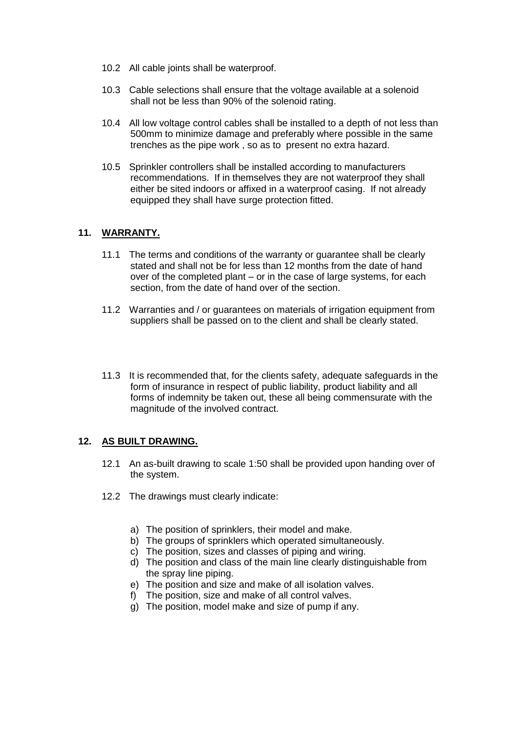10.2 All cable joints shall be waterproof.

10.3 Cable selections shall ensure that the voltage available at a solenoid shall not be less than 90% of the solenoid rating.

10.4 All low voltage control cables shall be installed to a depth of not less than 500mm to minimize damage and preferably where possible in the same trenches as the pipe work , so as to present no extra hazard.

10.5 Sprinkler controllers shall be installed according to manufacturers recommendations. If in themselves they are not waterproof they shall either be sited indoors or affixed in a waterproof casing. If not already equipped they shall have surge protection fitted.

## 11. WARRANTY.

11.1 The terms and conditions of the warranty or guarantee shall be clearly stated and shall not be for less than 12 months from the date of hand over of the completed plant – or in the case of large systems, for each section, from the date of hand over of the section.

11.2 Warranties and / or guarantees on materials of irrigation equipment from suppliers shall be passed on to the client and shall be clearly stated.

11.3 It is recommended that, for the clients safety, adequate safeguards in the form of insurance in respect of public liability, product liability and all forms of indemnity be taken out, these all being commensurate with the magnitude of the involved contract.

## 12. AS BUILT DRAWING.

12.1 An as-built drawing to scale 1:50 shall be provided upon handing over of the system.

12.2 The drawings must clearly indicate:

a) The position of sprinklers, their model and make.
b) The groups of sprinklers which operated simultaneously.
c) The position, sizes and classes of piping and wiring.
d) The position and class of the main line clearly distinguishable from the spray line piping.
e) The position and size and make of all isolation valves.
f) The position, size and make of all control valves.
g) The position, model make and size of pump if any.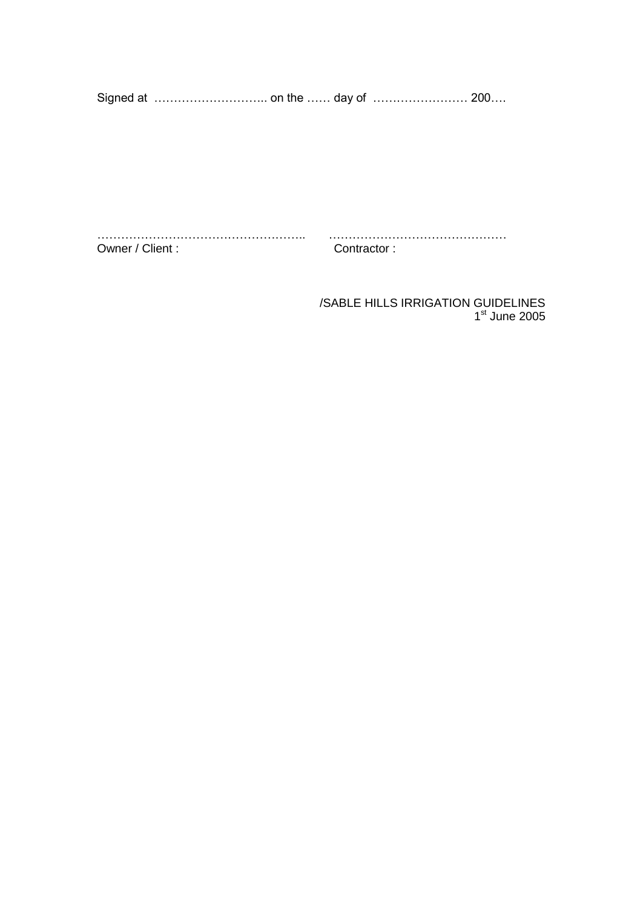Signed at ……………………….. on the …… day of …………………… 200….

…………………………………………….. ……………………………………

Owner / Client : Contractor :

/SABLE HILLS IRRIGATION GUIDELINES
1st June 2005